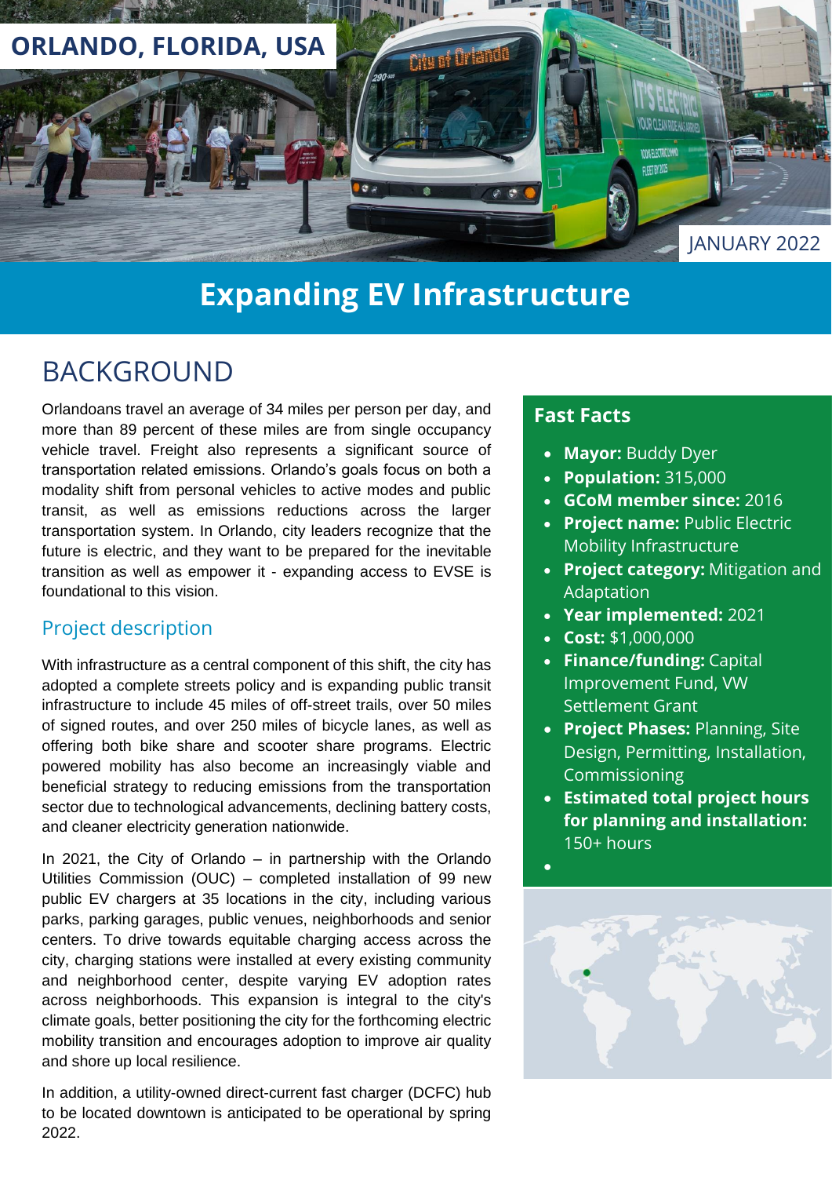ORLANDO, FLORIDA, USA

JANUARY 2022

# Expanding EV Infrastructure

## BACKGROUND

Orlandoans travel an average of 34 miles per person per day, and more than 89 percent of these miles are from single occupancy vehicle travel. Freight also represents a significant source of transportation related emissions. Orlando's goals focus on both a modality shift from personal vehicles to active modes and public transit, as well as emissions reductions across the larger transportation system. In Orlando, city leaders recognize that the future is electric, and they want to be prepared for the inevitable transition as well as empower it - expanding access to EVSE is foundational to this vision.

### Project description

With infrastructure as a central component of this shift, the city has adopted a complete streets policy and is expanding public transit infrastructure to include 45 miles of off-street trails, over 50 miles of signed routes, and over 250 miles of bicycle lanes, as well as offering both bike share and scooter share programs. Electric powered mobility has also become an increasingly viable and beneficial strategy to reducing emissions from the transportation sector due to technological advancements, declining battery costs, and cleaner electricity generation nationwide.

In 2021, the City of Orlando – in partnership with the Orlando Utilities Commission (OUC) – completed installation of 99 new public EV chargers at 35 locations in the city, including various parks, parking garages, public venues, neighborhoods and senior centers. To drive towards equitable charging access across the city, charging stations were installed at every existing community and neighborhood center, despite varying EV adoption rates across neighborhoods. This expansion is integral to the city's climate goals, better positioning the city for the forthcoming electric mobility transition and encourages adoption to improve air quality and shore up local resilience.

In addition, a utility-owned direct-current fast charger (DCFC) hub to be located downtown is anticipated to be operational by spring 2022.

### Fast Facts

- **Mayor:** Buddy Dyer
- **Population:** 315,000
- **GCoM member since:** 2016
- **Project name:** Public Electric Mobility Infrastructure
- **Project category:** Mitigation and Adaptation
- **Year implemented:** 2021
- **Cost:** $1,000,000
- **Finance/funding:** Capital Improvement Fund, VW Settlement Grant
- **Project Phases:** Planning, Site Design, Permitting, Installation, Commissioning
- **Estimated total project hours for planning and installation:** 150+ hours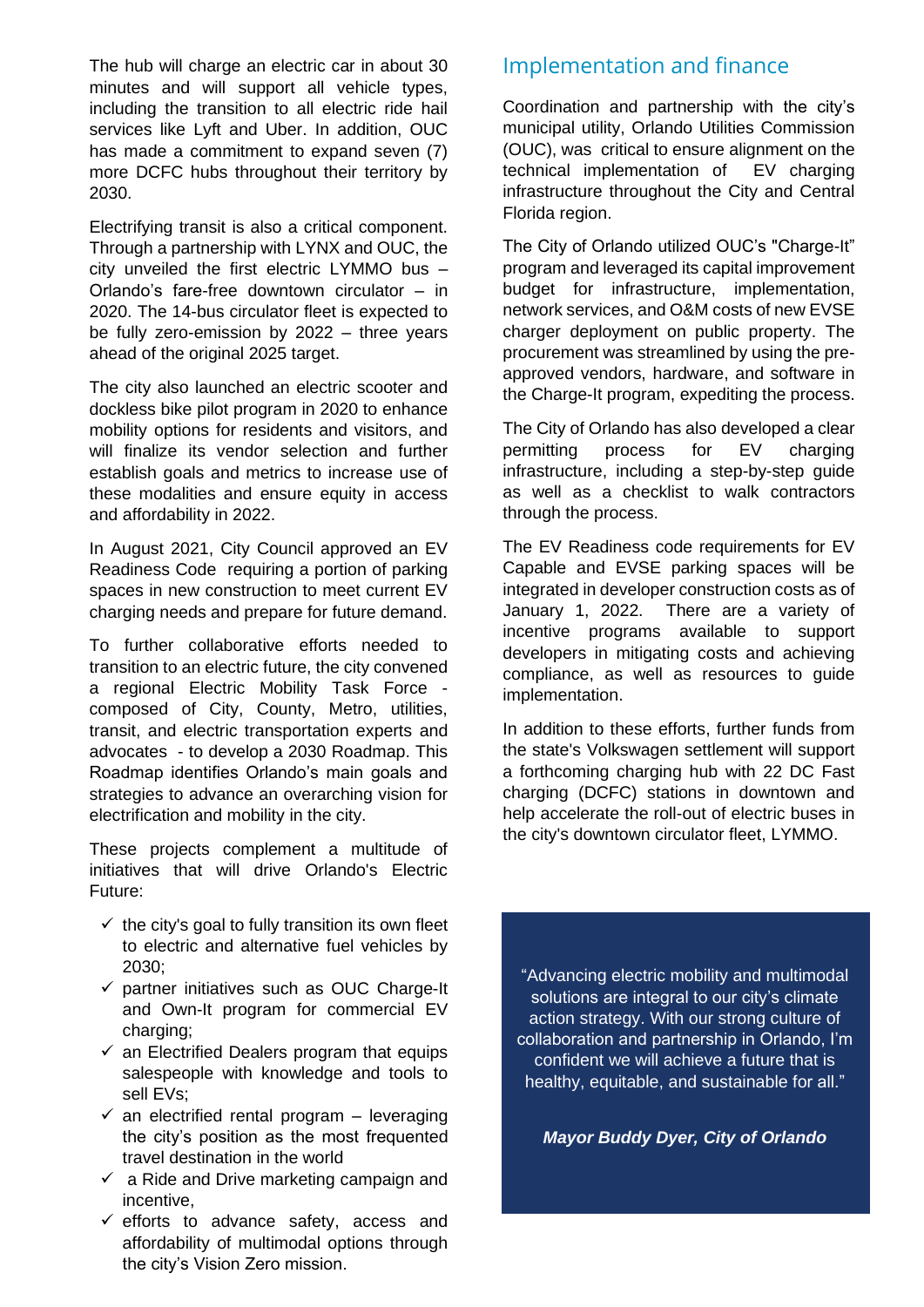The hub will charge an electric car in about 30 minutes and will support all vehicle types, including the transition to all electric ride hail services like Lyft and Uber. In addition, OUC has made a commitment to expand seven (7) more DCFC hubs throughout their territory by 2030.

Electrifying transit is also a critical component. Through a partnership with LYNX and OUC, the city unveiled the first electric LYMMO bus – Orlando's fare-free downtown circulator – in 2020. The 14-bus circulator fleet is expected to be fully zero-emission by 2022 – three years ahead of the original 2025 target.

The city also launched an electric scooter and dockless bike pilot program in 2020 to enhance mobility options for residents and visitors, and will finalize its vendor selection and further establish goals and metrics to increase use of these modalities and ensure equity in access and affordability in 2022.

In August 2021, City Council approved an EV Readiness Code requiring a portion of parking spaces in new construction to meet current EV charging needs and prepare for future demand.

To further collaborative efforts needed to transition to an electric future, the city convened a regional Electric Mobility Task Force - composed of City, County, Metro, utilities, transit, and electric transportation experts and advocates - to develop a 2030 Roadmap. This Roadmap identifies Orlando's main goals and strategies to advance an overarching vision for electrification and mobility in the city.

These projects complement a multitude of initiatives that will drive Orlando's Electric Future:

- ✓ the city's goal to fully transition its own fleet to electric and alternative fuel vehicles by 2030;
- ✓ partner initiatives such as OUC Charge-It and Own-It program for commercial EV charging;
- ✓ an Electrified Dealers program that equips salespeople with knowledge and tools to sell EVs;
- ✓ an electrified rental program – leveraging the city's position as the most frequented travel destination in the world
- ✓ a Ride and Drive marketing campaign and incentive,
- ✓ efforts to advance safety, access and affordability of multimodal options through the city's Vision Zero mission.

## Implementation and finance

Coordination and partnership with the city's municipal utility, Orlando Utilities Commission (OUC), was critical to ensure alignment on the technical implementation of EV charging infrastructure throughout the City and Central Florida region.

The City of Orlando utilized OUC's "Charge-It" program and leveraged its capital improvement budget for infrastructure, implementation, network services, and O&M costs of new EVSE charger deployment on public property. The procurement was streamlined by using the pre-approved vendors, hardware, and software in the Charge-It program, expediting the process.

The City of Orlando has also developed a clear permitting process for EV charging infrastructure, including a step-by-step guide as well as a checklist to walk contractors through the process.

The EV Readiness code requirements for EV Capable and EVSE parking spaces will be integrated in developer construction costs as of January 1, 2022. There are a variety of incentive programs available to support developers in mitigating costs and achieving compliance, as well as resources to guide implementation.

In addition to these efforts, further funds from the state's Volkswagen settlement will support a forthcoming charging hub with 22 DC Fast charging (DCFC) stations in downtown and help accelerate the roll-out of electric buses in the city's downtown circulator fleet, LYMMO.

> "Advancing electric mobility and multimodal solutions are integral to our city's climate action strategy. With our strong culture of collaboration and partnership in Orlando, I'm confident we will achieve a future that is healthy, equitable, and sustainable for all."
>
> ***Mayor Buddy Dyer, City of Orlando***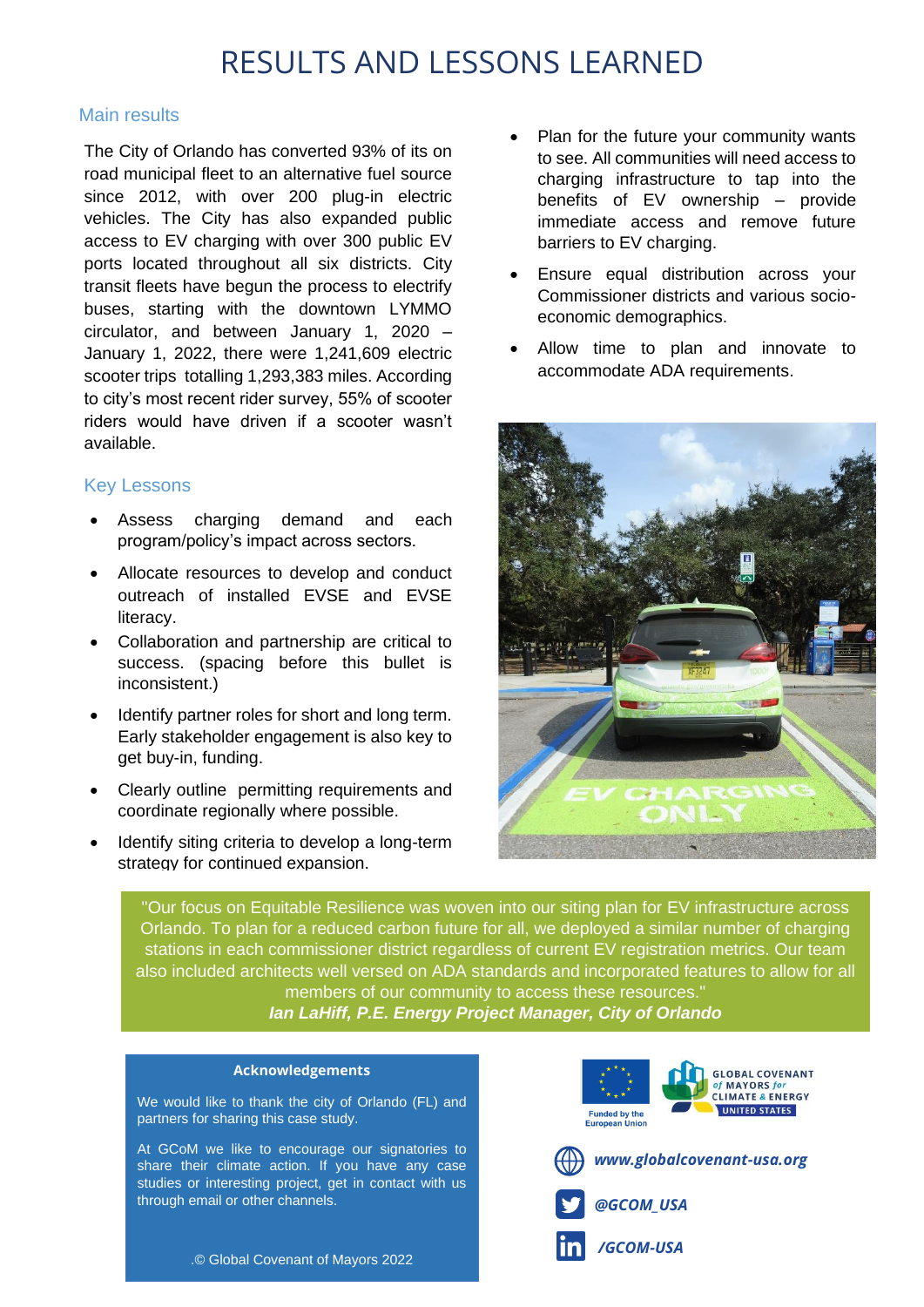# RESULTS AND LESSONS LEARNED

## Main results

The City of Orlando has converted 93% of its on road municipal fleet to an alternative fuel source since 2012, with over 200 plug-in electric vehicles. The City has also expanded public access to EV charging with over 300 public EV ports located throughout all six districts. City transit fleets have begun the process to electrify buses, starting with the downtown LYMMO circulator, and between January 1, 2020 – January 1, 2022, there were 1,241,609 electric scooter trips totalling 1,293,383 miles. According to city's most recent rider survey, 55% of scooter riders would have driven if a scooter wasn't available.

## Key Lessons

- Assess charging demand and each program/policy's impact across sectors.
- Allocate resources to develop and conduct outreach of installed EVSE and EVSE literacy.
- Collaboration and partnership are critical to success. (spacing before this bullet is inconsistent.)
- Identify partner roles for short and long term. Early stakeholder engagement is also key to get buy-in, funding.
- Clearly outline permitting requirements and coordinate regionally where possible.
- Identify siting criteria to develop a long-term strategy for continued expansion.
- Plan for the future your community wants to see. All communities will need access to charging infrastructure to tap into the benefits of EV ownership – provide immediate access and remove future barriers to EV charging.
- Ensure equal distribution across your Commissioner districts and various socio-economic demographics.
- Allow time to plan and innovate to accommodate ADA requirements.

"Our focus on Equitable Resilience was woven into our siting plan for EV infrastructure across Orlando. To plan for a reduced carbon future for all, we deployed a similar number of charging stations in each commissioner district regardless of current EV registration metrics. Our team also included architects well versed on ADA standards and incorporated features to allow for all members of our community to access these resources."

***Ian LaHiff, P.E. Energy Project Manager, City of Orlando***

**Acknowledgements**

We would like to thank the city of Orlando (FL) and partners for sharing this case study.

At GCoM we like to encourage our signatories to share their climate action. If you have any case studies or interesting project, get in contact with us through email or other channels.

.© Global Covenant of Mayors 2022

Funded by the European Union

GLOBAL COVENANT of MAYORS for CLIMATE & ENERGY UNITED STATES

***www.globalcovenant-usa.org***

***@GCOM_USA***

***/GCOM-USA***